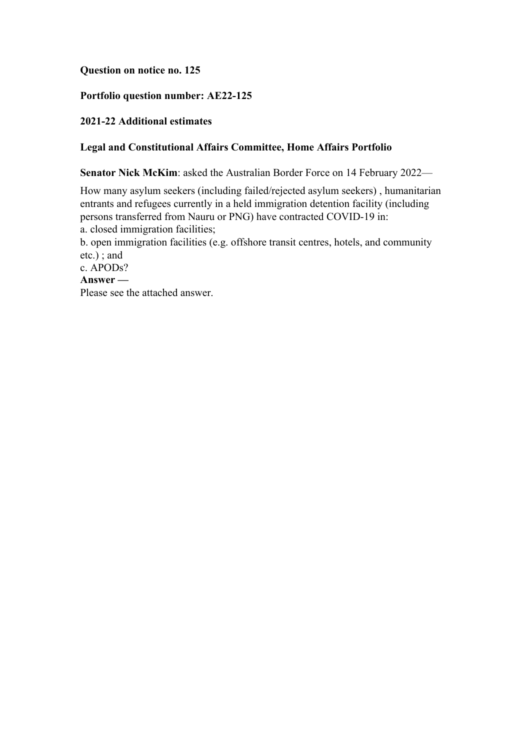**Question on notice no. 125**

**Portfolio question number: AE22-125**

**2021-22 Additional estimates**

**Legal and Constitutional Affairs Committee, Home Affairs Portfolio**

**Senator Nick McKim**: asked the Australian Border Force on 14 February 2022—

How many asylum seekers (including failed/rejected asylum seekers) , humanitarian entrants and refugees currently in a held immigration detention facility (including persons transferred from Nauru or PNG) have contracted COVID-19 in:
a. closed immigration facilities;
b. open immigration facilities (e.g. offshore transit centres, hotels, and community etc.) ; and
c. APODs?

**Answer —**

Please see the attached answer.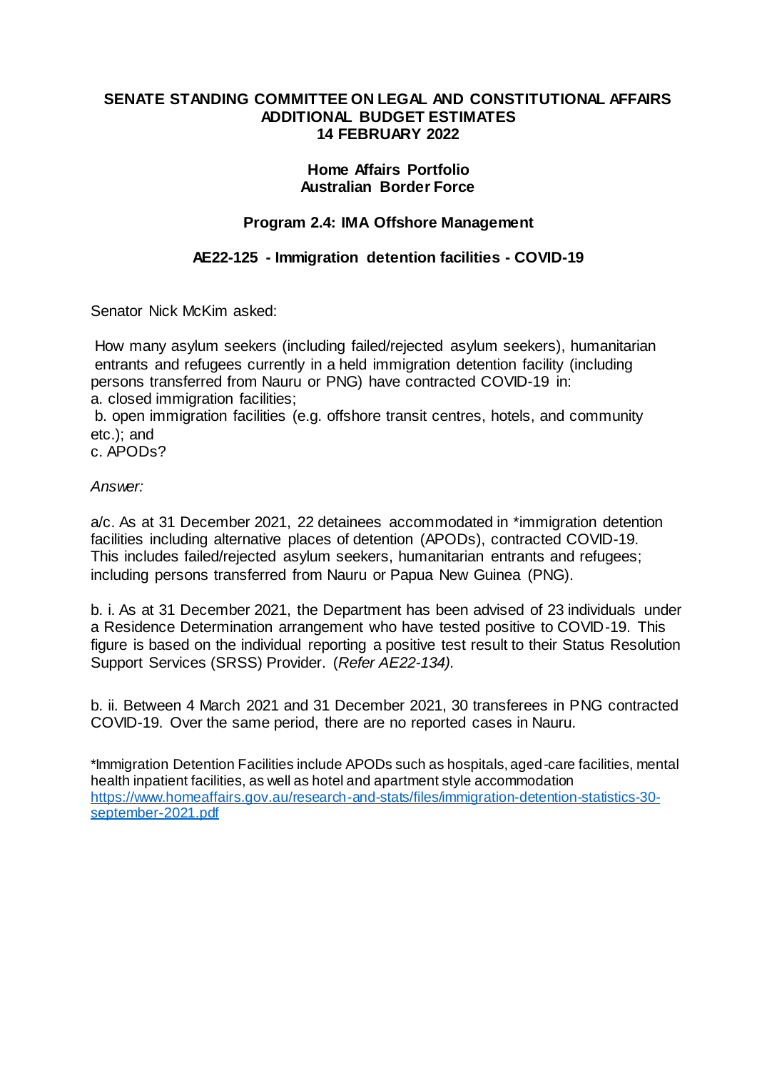**SENATE STANDING COMMITTEE ON LEGAL AND CONSTITUTIONAL AFFAIRS**
**ADDITIONAL BUDGET ESTIMATES**
**14 FEBRUARY 2022**

**Home Affairs Portfolio**
**Australian Border Force**

**Program 2.4: IMA Offshore Management**

**AE22-125 - Immigration detention facilities - COVID-19**

Senator Nick McKim asked:

How many asylum seekers (including failed/rejected asylum seekers), humanitarian entrants and refugees currently in a held immigration detention facility (including persons transferred from Nauru or PNG) have contracted COVID-19 in:
a. closed immigration facilities;
b. open immigration facilities (e.g. offshore transit centres, hotels, and community etc.); and
c. APODs?

*Answer:*

a/c. As at 31 December 2021, 22 detainees accommodated in *immigration detention facilities including alternative places of detention (APODs), contracted COVID-19. This includes failed/rejected asylum seekers, humanitarian entrants and refugees; including persons transferred from Nauru or Papua New Guinea (PNG).

b. i. As at 31 December 2021, the Department has been advised of 23 individuals under a Residence Determination arrangement who have tested positive to COVID-19. This figure is based on the individual reporting a positive test result to their Status Resolution Support Services (SRSS) Provider. (*Refer AE22-134).*

b. ii. Between 4 March 2021 and 31 December 2021, 30 transferees in PNG contracted COVID-19. Over the same period, there are no reported cases in Nauru.

*Immigration Detention Facilities include APODs such as hospitals, aged-care facilities, mental health inpatient facilities, as well as hotel and apartment style accommodation
https://www.homeaffairs.gov.au/research-and-stats/files/immigration-detention-statistics-30-september-2021.pdf